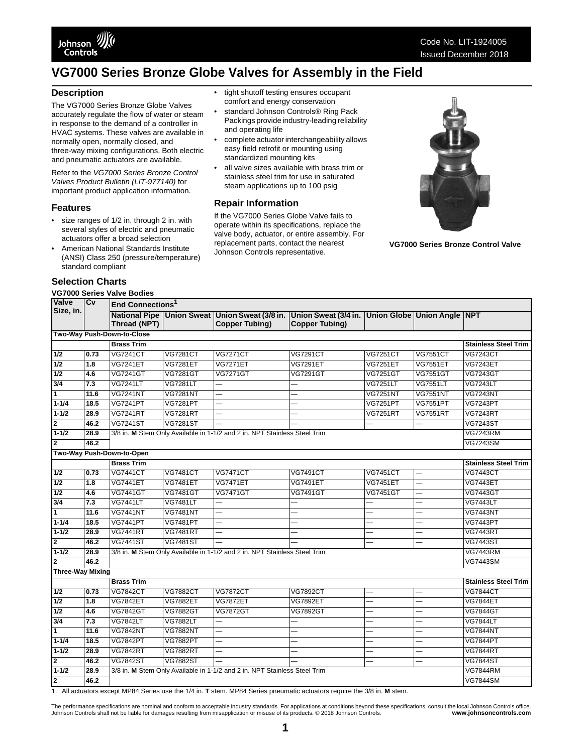Code No. LIT-1924005
Issued December 2018

# VG7000 Series Bronze Globe Valves for Assembly in the Field

## Description

The VG7000 Series Bronze Globe Valves accurately regulate the flow of water or steam in response to the demand of a controller in HVAC systems. These valves are available in normally open, normally closed, and three-way mixing configurations. Both electric and pneumatic actuators are available.

Refer to the *VG7000 Series Bronze Control Valves Product Bulletin (LIT-977140)* for important product application information.

## Features

- size ranges of 1/2 in. through 2 in. with several styles of electric and pneumatic actuators offer a broad selection
- American National Standards Institute (ANSI) Class 250 (pressure/temperature) standard compliant
- tight shutoff testing ensures occupant comfort and energy conservation
- standard Johnson Controls® Ring Pack Packings provide industry-leading reliability and operating life
- complete actuator interchangeability allows easy field retrofit or mounting using standardized mounting kits
- all valve sizes available with brass trim or stainless steel trim for use in saturated steam applications up to 100 psig

## Repair Information

If the VG7000 Series Globe Valve fails to operate within its specifications, replace the valve body, actuator, or entire assembly. For replacement parts, contact the nearest Johnson Controls representative.

**VG7000 Series Bronze Control Valve**

## Selection Charts

**VG7000 Series Valve Bodies**

| Valve Size, in. | Cv | End Connections[1] | | | | | | |
|---|---|---|---|---|---|---|---|---|
| | | National Pipe Thread (NPT) | Union Sweat | Union Sweat (3/8 in. Copper Tubing) | Union Sweat (3/4 in. Copper Tubing) | Union Globe | Union Angle | NPT |
| **Two-Way Push-Down-to-Close** | | | | | | | | |
| | | **Brass Trim** | | | | | | **Stainless Steel Trim** |
| 1/2 | 0.73 | VG7241CT | VG7281CT | VG7271CT | VG7291CT | VG7251CT | VG7551CT | VG7243CT |
| 1/2 | 1.8 | VG7241ET | VG7281ET | VG7271ET | VG7291ET | VG7251ET | VG7551ET | VG7243ET |
| 1/2 | 4.6 | VG7241GT | VG7281GT | VG7271GT | VG7291GT | VG7251GT | VG7551GT | VG7243GT |
| 3/4 | 7.3 | VG7241LT | VG7281LT | — | — | VG7251LT | VG7551LT | VG7243LT |
| 1 | 11.6 | VG7241NT | VG7281NT | — | — | VG7251NT | VG7551NT | VG7243NT |
| 1-1/4 | 18.5 | VG7241PT | VG7281PT | — | — | VG7251PT | VG7551PT | VG7243PT |
| 1-1/2 | 28.9 | VG7241RT | VG7281RT | — | — | VG7251RT | VG7551RT | VG7243RT |
| 2 | 46.2 | VG7241ST | VG7281ST | — | — | — | — | VG7243ST |
| 1-1/2 | 28.9 | 3/8 in. **M** Stem Only Available in 1-1/2 and 2 in. NPT Stainless Steel Trim | | | | | | VG7243RM |
| 2 | 46.2 | | | | | | | VG7243SM |
| **Two-Way Push-Down-to-Open** | | | | | | | | |
| | | **Brass Trim** | | | | | | **Stainless Steel Trim** |
| 1/2 | 0.73 | VG7441CT | VG7481CT | VG7471CT | VG7491CT | VG7451CT | — | VG7443CT |
| 1/2 | 1.8 | VG7441ET | VG7481ET | VG7471ET | VG7491ET | VG7451ET | — | VG7443ET |
| 1/2 | 4.6 | VG7441GT | VG7481GT | VG7471GT | VG7491GT | VG7451GT | — | VG7443GT |
| 3/4 | 7.3 | VG7441LT | VG7481LT | — | — | — | — | VG7443LT |
| 1 | 11.6 | VG7441NT | VG7481NT | — | — | — | — | VG7443NT |
| 1-1/4 | 18.5 | VG7441PT | VG7481PT | — | — | — | — | VG7443PT |
| 1-1/2 | 28.9 | VG7441RT | VG7481RT | — | — | — | — | VG7443RT |
| 2 | 46.2 | VG7441ST | VG7481ST | — | — | — | — | VG7443ST |
| 1-1/2 | 28.9 | 3/8 in. **M** Stem Only Available in 1-1/2 and 2 in. NPT Stainless Steel Trim | | | | | | VG7443RM |
| 2 | 46.2 | | | | | | | VG7443SM |
| **Three-Way Mixing** | | | | | | | | |
| | | **Brass Trim** | | | | | | **Stainless Steel Trim** |
| 1/2 | 0.73 | VG7842CT | VG7882CT | VG7872CT | VG7892CT | — | — | VG7844CT |
| 1/2 | 1.8 | VG7842ET | VG7882ET | VG7872ET | VG7892ET | — | — | VG7844ET |
| 1/2 | 4.6 | VG7842GT | VG7882GT | VG7872GT | VG7892GT | — | — | VG7844GT |
| 3/4 | 7.3 | VG7842LT | VG7882LT | — | — | — | — | VG7844LT |
| 1 | 11.6 | VG7842NT | VG7882NT | — | — | — | — | VG7844NT |
| 1-1/4 | 18.5 | VG7842PT | VG7882PT | — | — | — | — | VG7844PT |
| 1-1/2 | 28.9 | VG7842RT | VG7882RT | — | — | — | — | VG7844RT |
| 2 | 46.2 | VG7842ST | VG7882ST | — | — | — | — | VG7844ST |
| 1-1/2 | 28.9 | 3/8 in. **M** Stem Only Available in 1-1/2 and 2 in. NPT Stainless Steel Trim | | | | | | VG7844RM |
| 2 | 46.2 | | | | | | | VG7844SM |

1. All actuators except MP84 Series use the 1/4 in. **T** stem. MP84 Series pneumatic actuators require the 3/8 in. **M** stem.

The performance specifications are nominal and conform to acceptable industry standards. For applications at conditions beyond these specifications, consult the local Johnson Controls office. Johnson Controls shall not be liable for damages resulting from misapplication or misuse of its products. © 2018 Johnson Controls. **www.johnsoncontrols.com**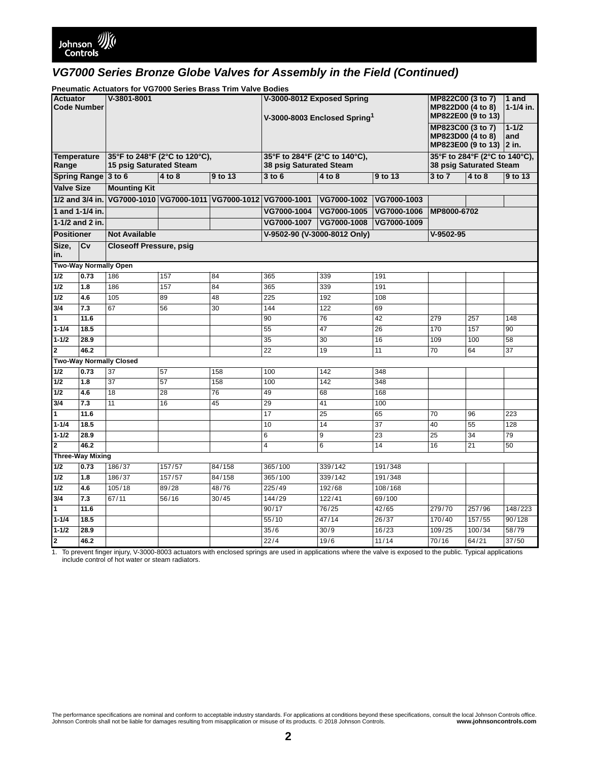## VG7000 Series Bronze Globe Valves for Assembly in the Field (Continued)

**Pneumatic Actuators for VG7000 Series Brass Trim Valve Bodies**

| Actuator Code Number | | V-3801-8001 | | | V-3000-8012 Exposed Spring<br>V-3000-8003 Enclosed Spring[1] | | | MP822C00 (3 to 7)<br>MP822D00 (4 to 8)<br>MP822E00 (9 to 13) — 1 and 1-1/4 in.<br>MP823C00 (3 to 7)<br>MP823D00 (4 to 8)<br>MP823E00 (9 to 13) — 1-1/2 and 2 in. | | |
|---|---|---|---|---|---|---|---|---|---|---|
| **Temperature Range** | | 35°F to 248°F (2°C to 120°C), 15 psig Saturated Steam | | | 35°F to 284°F (2°C to 140°C), 38 psig Saturated Steam | | | 35°F to 284°F (2°C to 140°C), 38 psig Saturated Steam | | |
| **Spring Range** | | 3 to 6 | 4 to 8 | 9 to 13 | 3 to 6 | 4 to 8 | 9 to 13 | 3 to 7 | 4 to 8 | 9 to 13 |
| **Valve Size** | | **Mounting Kit** | | | | | | | | |
| 1/2 and 3/4 in. | | VG7000-1010 | VG7000-1011 | VG7000-1012 | VG7000-1001 | VG7000-1002 | VG7000-1003 | | | |
| 1 and 1-1/4 in. | | | | | VG7000-1004 | VG7000-1005 | VG7000-1006 | MP8000-6702 | | |
| 1-1/2 and 2 in. | | | | | VG7000-1007 | VG7000-1008 | VG7000-1009 | | | |
| **Positioner** | | Not Available | | | V-9502-90 (V-3000-8012 Only) | | | V-9502-95 | | |
| **Size, in.** | **Cv** | **Closeoff Pressure, psig** | | | | | | | | |
| **Two-Way Normally Open** | | | | | | | | | | |
| 1/2 | 0.73 | 186 | 157 | 84 | 365 | 339 | 191 | | | |
| 1/2 | 1.8 | 186 | 157 | 84 | 365 | 339 | 191 | | | |
| 1/2 | 4.6 | 105 | 89 | 48 | 225 | 192 | 108 | | | |
| 3/4 | 7.3 | 67 | 56 | 30 | 144 | 122 | 69 | | | |
| 1 | 11.6 | | | | 90 | 76 | 42 | 279 | 257 | 148 |
| 1-1/4 | 18.5 | | | | 55 | 47 | 26 | 170 | 157 | 90 |
| 1-1/2 | 28.9 | | | | 35 | 30 | 16 | 109 | 100 | 58 |
| 2 | 46.2 | | | | 22 | 19 | 11 | 70 | 64 | 37 |
| **Two-Way Normally Closed** | | | | | | | | | | |
| 1/2 | 0.73 | 37 | 57 | 158 | 100 | 142 | 348 | | | |
| 1/2 | 1.8 | 37 | 57 | 158 | 100 | 142 | 348 | | | |
| 1/2 | 4.6 | 18 | 28 | 76 | 49 | 68 | 168 | | | |
| 3/4 | 7.3 | 11 | 16 | 45 | 29 | 41 | 100 | | | |
| 1 | 11.6 | | | | 17 | 25 | 65 | 70 | 96 | 223 |
| 1-1/4 | 18.5 | | | | 10 | 14 | 37 | 40 | 55 | 128 |
| 1-1/2 | 28.9 | | | | 6 | 9 | 23 | 25 | 34 | 79 |
| 2 | 46.2 | | | | 4 | 6 | 14 | 16 | 21 | 50 |
| **Three-Way Mixing** | | | | | | | | | | |
| 1/2 | 0.73 | 186/37 | 157/57 | 84/158 | 365/100 | 339/142 | 191/348 | | | |
| 1/2 | 1.8 | 186/37 | 157/57 | 84/158 | 365/100 | 339/142 | 191/348 | | | |
| 1/2 | 4.6 | 105/18 | 89/28 | 48/76 | 225/49 | 192/68 | 108/168 | | | |
| 3/4 | 7.3 | 67/11 | 56/16 | 30/45 | 144/29 | 122/41 | 69/100 | | | |
| 1 | 11.6 | | | | 90/17 | 76/25 | 42/65 | 279/70 | 257/96 | 148/223 |
| 1-1/4 | 18.5 | | | | 55/10 | 47/14 | 26/37 | 170/40 | 157/55 | 90/128 |
| 1-1/2 | 28.9 | | | | 35/6 | 30/9 | 16/23 | 109/25 | 100/34 | 58/79 |
| 2 | 46.2 | | | | 22/4 | 19/6 | 11/14 | 70/16 | 64/21 | 37/50 |

1. To prevent finger injury, V-3000-8003 actuators with enclosed springs are used in applications where the valve is exposed to the public. Typical applications include control of hot water or steam radiators.

The performance specifications are nominal and conform to acceptable industry standards. For applications at conditions beyond these specifications, consult the local Johnson Controls office. Johnson Controls shall not be liable for damages resulting from misapplication or misuse of its products. © 2018 Johnson Controls. **www.johnsoncontrols.com**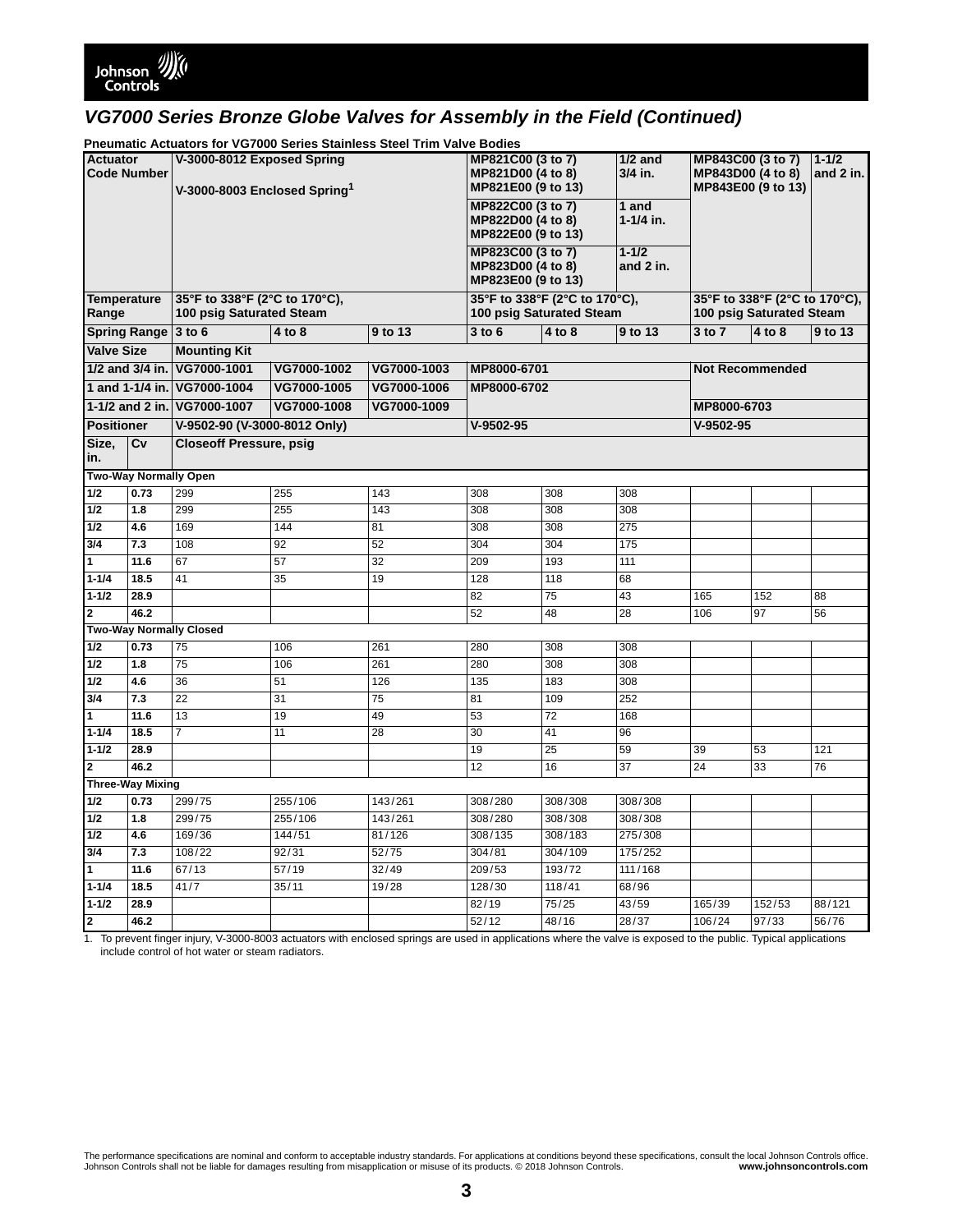## VG7000 Series Bronze Globe Valves for Assembly in the Field (Continued)

**Pneumatic Actuators for VG7000 Series Stainless Steel Trim Valve Bodies**

| Actuator Code Number | | V-3000-8012 Exposed Spring<br>V-3000-8003 Enclosed Spring[1] | | | MP821C00 (3 to 7)<br>MP821D00 (4 to 8)<br>MP821E00 (9 to 13) | | 1/2 and 3/4 in. | MP843C00 (3 to 7)<br>MP843D00 (4 to 8)<br>MP843E00 (9 to 13) | | 1-1/2 and 2 in. |
|---|---|---|---|---|---|---|---|---|---|---|
| | | | | | MP822C00 (3 to 7)<br>MP822D00 (4 to 8)<br>MP822E00 (9 to 13) | | 1 and 1-1/4 in. | | | |
| | | | | | MP823C00 (3 to 7)<br>MP823D00 (4 to 8)<br>MP823E00 (9 to 13) | | 1-1/2 and 2 in. | | | |
| Temperature Range | | 35°F to 338°F (2°C to 170°C), 100 psig Saturated Steam | | | 35°F to 338°F (2°C to 170°C), 100 psig Saturated Steam | | | 35°F to 338°F (2°C to 170°C), 100 psig Saturated Steam | | |
| Spring Range | | 3 to 6 | 4 to 8 | 9 to 13 | 3 to 6 | 4 to 8 | 9 to 13 | 3 to 7 | 4 to 8 | 9 to 13 |
| Valve Size | | Mounting Kit | | | | | | | | |
| 1/2 and 3/4 in. | | VG7000-1001 | VG7000-1002 | VG7000-1003 | MP8000-6701 | | | Not Recommended | | |
| 1 and 1-1/4 in. | | VG7000-1004 | VG7000-1005 | VG7000-1006 | MP8000-6702 | | | | | |
| 1-1/2 and 2 in. | | VG7000-1007 | VG7000-1008 | VG7000-1009 | | | | MP8000-6703 | | |
| Positioner | | V-9502-90 (V-3000-8012 Only) | | | V-9502-95 | | | V-9502-95 | | |
| Size, in. | Cv | Closeoff Pressure, psig | | | | | | | | |
| **Two-Way Normally Open** | | | | | | | | | | |
| 1/2 | 0.73 | 299 | 255 | 143 | 308 | 308 | 308 | | | |
| 1/2 | 1.8 | 299 | 255 | 143 | 308 | 308 | 308 | | | |
| 1/2 | 4.6 | 169 | 144 | 81 | 308 | 308 | 275 | | | |
| 3/4 | 7.3 | 108 | 92 | 52 | 304 | 304 | 175 | | | |
| 1 | 11.6 | 67 | 57 | 32 | 209 | 193 | 111 | | | |
| 1-1/4 | 18.5 | 41 | 35 | 19 | 128 | 118 | 68 | | | |
| 1-1/2 | 28.9 | | | | 82 | 75 | 43 | 165 | 152 | 88 |
| 2 | 46.2 | | | | 52 | 48 | 28 | 106 | 97 | 56 |
| **Two-Way Normally Closed** | | | | | | | | | | |
| 1/2 | 0.73 | 75 | 106 | 261 | 280 | 308 | 308 | | | |
| 1/2 | 1.8 | 75 | 106 | 261 | 280 | 308 | 308 | | | |
| 1/2 | 4.6 | 36 | 51 | 126 | 135 | 183 | 308 | | | |
| 3/4 | 7.3 | 22 | 31 | 75 | 81 | 109 | 252 | | | |
| 1 | 11.6 | 13 | 19 | 49 | 53 | 72 | 168 | | | |
| 1-1/4 | 18.5 | 7 | 11 | 28 | 30 | 41 | 96 | | | |
| 1-1/2 | 28.9 | | | | 19 | 25 | 59 | 39 | 53 | 121 |
| 2 | 46.2 | | | | 12 | 16 | 37 | 24 | 33 | 76 |
| **Three-Way Mixing** | | | | | | | | | | |
| 1/2 | 0.73 | 299/75 | 255/106 | 143/261 | 308/280 | 308/308 | 308/308 | | | |
| 1/2 | 1.8 | 299/75 | 255/106 | 143/261 | 308/280 | 308/308 | 308/308 | | | |
| 1/2 | 4.6 | 169/36 | 144/51 | 81/126 | 308/135 | 308/183 | 275/308 | | | |
| 3/4 | 7.3 | 108/22 | 92/31 | 52/75 | 304/81 | 304/109 | 175/252 | | | |
| 1 | 11.6 | 67/13 | 57/19 | 32/49 | 209/53 | 193/72 | 111/168 | | | |
| 1-1/4 | 18.5 | 41/7 | 35/11 | 19/28 | 128/30 | 118/41 | 68/96 | | | |
| 1-1/2 | 28.9 | | | | 82/19 | 75/25 | 43/59 | 165/39 | 152/53 | 88/121 |
| 2 | 46.2 | | | | 52/12 | 48/16 | 28/37 | 106/24 | 97/33 | 56/76 |

1. To prevent finger injury, V-3000-8003 actuators with enclosed springs are used in applications where the valve is exposed to the public. Typical applications include control of hot water or steam radiators.

The performance specifications are nominal and conform to acceptable industry standards. For applications at conditions beyond these specifications, consult the local Johnson Controls office. Johnson Controls shall not be liable for damages resulting from misapplication or misuse of its products. © 2018 Johnson Controls. **www.johnsoncontrols.com**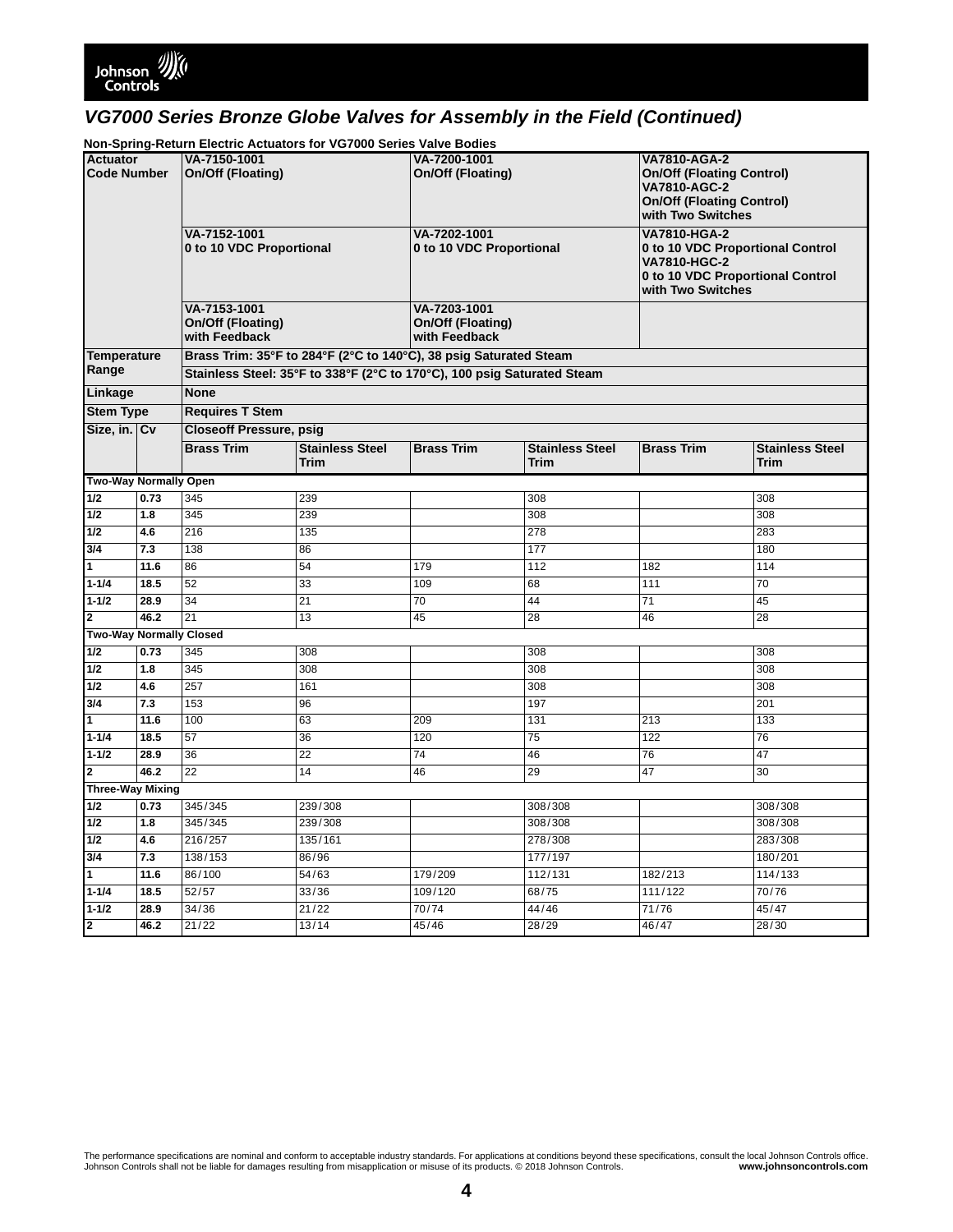## VG7000 Series Bronze Globe Valves for Assembly in the Field (Continued)

**Non-Spring-Return Electric Actuators for VG7000 Series Valve Bodies**

| Actuator Code Number | | VA-7150-1001 On/Off (Floating) | | VA-7200-1001 On/Off (Floating) | | VA7810-AGA-2 On/Off (Floating Control) VA7810-AGC-2 On/Off (Floating Control) with Two Switches | |
|---|---|---|---|---|---|---|---|
| | | VA-7152-1001 0 to 10 VDC Proportional | | VA-7202-1001 0 to 10 VDC Proportional | | VA7810-HGA-2 0 to 10 VDC Proportional Control VA7810-HGC-2 0 to 10 VDC Proportional Control with Two Switches | |
| | | VA-7153-1001 On/Off (Floating) with Feedback | | VA-7203-1001 On/Off (Floating) with Feedback | | | |
| Temperature Range | | Brass Trim: 35°F to 284°F (2°C to 140°C), 38 psig Saturated Steam | | | | | |
| | | Stainless Steel: 35°F to 338°F (2°C to 170°C), 100 psig Saturated Steam | | | | | |
| Linkage | | None | | | | | |
| Stem Type | | Requires T Stem | | | | | |
| Size, in. | Cv | Closeoff Pressure, psig | | | | | |
| | | Brass Trim | Stainless Steel Trim | Brass Trim | Stainless Steel Trim | Brass Trim | Stainless Steel Trim |
| **Two-Way Normally Open** | | | | | | | |
| 1/2 | 0.73 | 345 | 239 | | 308 | | 308 |
| 1/2 | 1.8 | 345 | 239 | | 308 | | 308 |
| 1/2 | 4.6 | 216 | 135 | | 278 | | 283 |
| 3/4 | 7.3 | 138 | 86 | | 177 | | 180 |
| 1 | 11.6 | 86 | 54 | 179 | 112 | 182 | 114 |
| 1-1/4 | 18.5 | 52 | 33 | 109 | 68 | 111 | 70 |
| 1-1/2 | 28.9 | 34 | 21 | 70 | 44 | 71 | 45 |
| 2 | 46.2 | 21 | 13 | 45 | 28 | 46 | 28 |
| **Two-Way Normally Closed** | | | | | | | |
| 1/2 | 0.73 | 345 | 308 | | 308 | | 308 |
| 1/2 | 1.8 | 345 | 308 | | 308 | | 308 |
| 1/2 | 4.6 | 257 | 161 | | 308 | | 308 |
| 3/4 | 7.3 | 153 | 96 | | 197 | | 201 |
| 1 | 11.6 | 100 | 63 | 209 | 131 | 213 | 133 |
| 1-1/4 | 18.5 | 57 | 36 | 120 | 75 | 122 | 76 |
| 1-1/2 | 28.9 | 36 | 22 | 74 | 46 | 76 | 47 |
| 2 | 46.2 | 22 | 14 | 46 | 29 | 47 | 30 |
| **Three-Way Mixing** | | | | | | | |
| 1/2 | 0.73 | 345/345 | 239/308 | | 308/308 | | 308/308 |
| 1/2 | 1.8 | 345/345 | 239/308 | | 308/308 | | 308/308 |
| 1/2 | 4.6 | 216/257 | 135/161 | | 278/308 | | 283/308 |
| 3/4 | 7.3 | 138/153 | 86/96 | | 177/197 | | 180/201 |
| 1 | 11.6 | 86/100 | 54/63 | 179/209 | 112/131 | 182/213 | 114/133 |
| 1-1/4 | 18.5 | 52/57 | 33/36 | 109/120 | 68/75 | 111/122 | 70/76 |
| 1-1/2 | 28.9 | 34/36 | 21/22 | 70/74 | 44/46 | 71/76 | 45/47 |
| 2 | 46.2 | 21/22 | 13/14 | 45/46 | 28/29 | 46/47 | 28/30 |

The performance specifications are nominal and conform to acceptable industry standards. For applications at conditions beyond these specifications, consult the local Johnson Controls office. Johnson Controls shall not be liable for damages resulting from misapplication or misuse of its products. © 2018 Johnson Controls. **www.johnsoncontrols.com**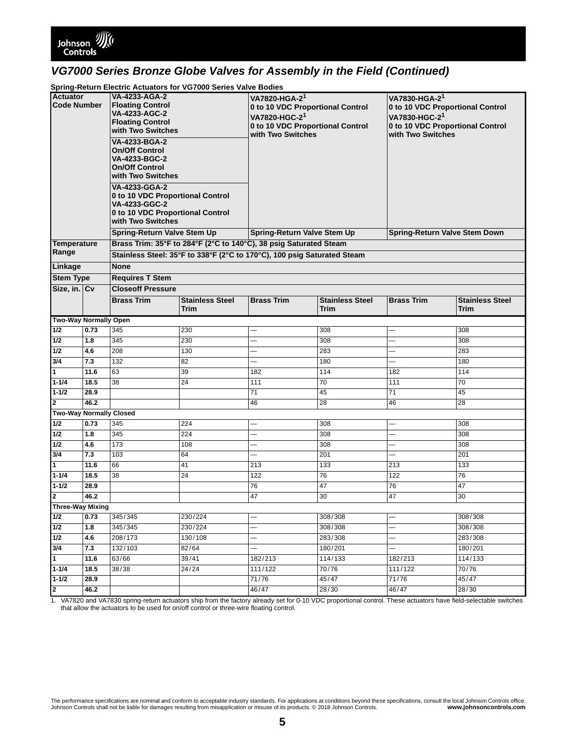## VG7000 Series Bronze Globe Valves for Assembly in the Field (Continued)

**Spring-Return Electric Actuators for VG7000 Series Valve Bodies**

| Actuator Code Number | | VA-4233-AGA-2 Floating Control<br>VA-4233-AGC-2 Floating Control with Two Switches<br>VA-4233-BGA-2 On/Off Control<br>VA-4233-BGC-2 On/Off Control with Two Switches<br>VA-4233-GGA-2 0 to 10 VDC Proportional Control<br>VA-4233-GGC-2 0 to 10 VDC Proportional Control with Two Switches | | VA7820-HGA-2[1] 0 to 10 VDC Proportional Control<br>VA7820-HGC-2[1] 0 to 10 VDC Proportional Control with Two Switches | | VA7830-HGA-2[1] 0 to 10 VDC Proportional Control<br>VA7830-HGC-2[1] 0 to 10 VDC Proportional Control with Two Switches | |
|---|---|---|---|---|---|---|---|
| | | Spring-Return Valve Stem Up | | Spring-Return Valve Stem Up | | Spring-Return Valve Stem Down | |
| Temperature Range | | Brass Trim: 35°F to 284°F (2°C to 140°C), 38 psig Saturated Steam<br>Stainless Steel: 35°F to 338°F (2°C to 170°C), 100 psig Saturated Steam | | | | | |
| Linkage | | None | | | | | |
| Stem Type | | Requires T Stem | | | | | |
| Size, in. | Cv | Closeoff Pressure | | | | | |
| | | Brass Trim | Stainless Steel Trim | Brass Trim | Stainless Steel Trim | Brass Trim | Stainless Steel Trim |
| **Two-Way Normally Open** | | | | | | | |
| 1/2 | 0.73 | 345 | 230 | — | 308 | — | 308 |
| 1/2 | 1.8 | 345 | 230 | — | 308 | — | 308 |
| 1/2 | 4.6 | 208 | 130 | — | 283 | — | 283 |
| 3/4 | 7.3 | 132 | 82 | — | 180 | — | 180 |
| 1 | 11.6 | 63 | 39 | 182 | 114 | 182 | 114 |
| 1-1/4 | 18.5 | 38 | 24 | 111 | 70 | 111 | 70 |
| 1-1/2 | 28.9 | | | 71 | 45 | 71 | 45 |
| 2 | 46.2 | | | 46 | 28 | 46 | 28 |
| **Two-Way Normally Closed** | | | | | | | |
| 1/2 | 0.73 | 345 | 224 | — | 308 | — | 308 |
| 1/2 | 1.8 | 345 | 224 | — | 308 | — | 308 |
| 1/2 | 4.6 | 173 | 108 | — | 308 | — | 308 |
| 3/4 | 7.3 | 103 | 64 | — | 201 | — | 201 |
| 1 | 11.6 | 66 | 41 | 213 | 133 | 213 | 133 |
| 1-1/4 | 18.5 | 38 | 24 | 122 | 76 | 122 | 76 |
| 1-1/2 | 28.9 | | | 76 | 47 | 76 | 47 |
| 2 | 46.2 | | | 47 | 30 | 47 | 30 |
| **Three-Way Mixing** | | | | | | | |
| 1/2 | 0.73 | 345/345 | 230/224 | — | 308/308 | — | 308/308 |
| 1/2 | 1.8 | 345/345 | 230/224 | — | 308/308 | — | 308/308 |
| 1/2 | 4.6 | 208/173 | 130/108 | — | 283/308 | — | 283/308 |
| 3/4 | 7.3 | 132/103 | 82/64 | — | 180/201 | — | 180/201 |
| 1 | 11.6 | 63/66 | 39/41 | 182/213 | 114/133 | 182/213 | 114/133 |
| 1-1/4 | 18.5 | 38/38 | 24/24 | 111/122 | 70/76 | 111/122 | 70/76 |
| 1-1/2 | 28.9 | | | 71/76 | 45/47 | 71/76 | 45/47 |
| 2 | 46.2 | | | 46/47 | 28/30 | 46/47 | 28/30 |

1. VA7820 and VA7830 spring-return actuators ship from the factory already set for 0-10 VDC proportional control. These actuators have field-selectable switches that allow the actuators to be used for on/off control or three-wire floating control.

The performance specifications are nominal and conform to acceptable industry standards. For applications at conditions beyond these specifications, consult the local Johnson Controls office. Johnson Controls shall not be liable for damages resulting from misapplication or misuse of its products. © 2018 Johnson Controls. **www.johnsoncontrols.com**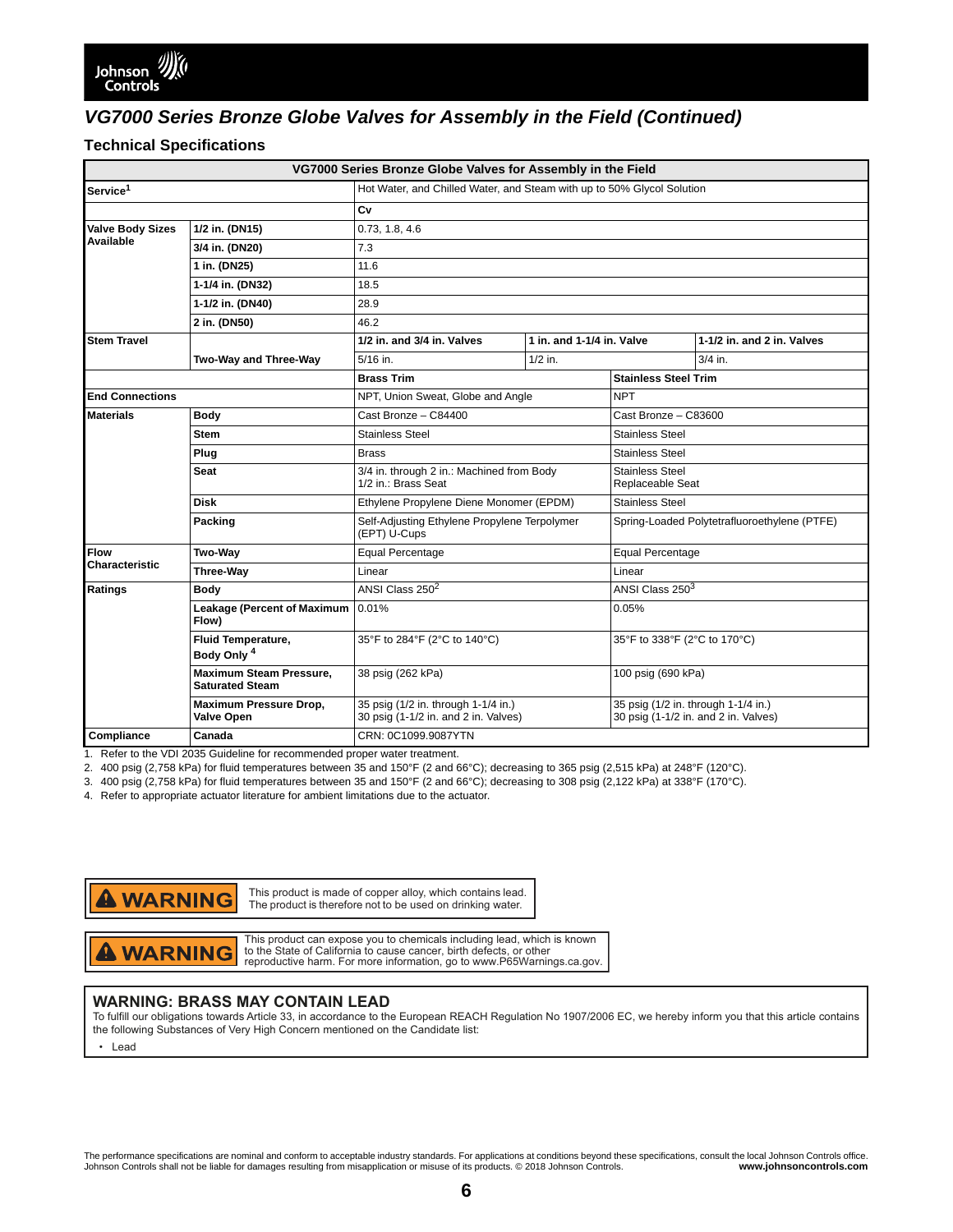# VG7000 Series Bronze Globe Valves for Assembly in the Field (Continued)

## Technical Specifications

| VG7000 Series Bronze Globe Valves for Assembly in the Field | | | | |
|---|---|---|---|---|
| **Service**[1] | | Hot Water, and Chilled Water, and Steam with up to 50% Glycol Solution | | |
| | | **Cv** | | |
| **Valve Body Sizes Available** | **1/2 in. (DN15)** | 0.73, 1.8, 4.6 | | |
| | **3/4 in. (DN20)** | 7.3 | | |
| | **1 in. (DN25)** | 11.6 | | |
| | **1-1/4 in. (DN32)** | 18.5 | | |
| | **1-1/2 in. (DN40)** | 28.9 | | |
| | **2 in. (DN50)** | 46.2 | | |
| **Stem Travel** | | **1/2 in. and 3/4 in. Valves** | **1 in. and 1-1/4 in. Valve** | **1-1/2 in. and 2 in. Valves** |
| | **Two-Way and Three-Way** | 5/16 in. | 1/2 in. | 3/4 in. |
| | | **Brass Trim** | **Stainless Steel Trim** | |
| **End Connections** | | NPT, Union Sweat, Globe and Angle | NPT | |
| **Materials** | **Body** | Cast Bronze – C84400 | Cast Bronze – C83600 | |
| | **Stem** | Stainless Steel | Stainless Steel | |
| | **Plug** | Brass | Stainless Steel | |
| | **Seat** | 3/4 in. through 2 in.: Machined from Body<br>1/2 in.: Brass Seat | Stainless Steel<br>Replaceable Seat | |
| | **Disk** | Ethylene Propylene Diene Monomer (EPDM) | Stainless Steel | |
| | **Packing** | Self-Adjusting Ethylene Propylene Terpolymer (EPT) U-Cups | Spring-Loaded Polytetrafluoroethylene (PTFE) | |
| **Flow Characteristic** | **Two-Way** | Equal Percentage | Equal Percentage | |
| | **Three-Way** | Linear | Linear | |
| **Ratings** | **Body** | ANSI Class 250[2] | ANSI Class 250[3] | |
| | **Leakage (Percent of Maximum Flow)** | 0.01% | 0.05% | |
| | **Fluid Temperature, Body Only**[4] | 35°F to 284°F (2°C to 140°C) | 35°F to 338°F (2°C to 170°C) | |
| | **Maximum Steam Pressure, Saturated Steam** | 38 psig (262 kPa) | 100 psig (690 kPa) | |
| | **Maximum Pressure Drop, Valve Open** | 35 psig (1/2 in. through 1-1/4 in.)<br>30 psig (1-1/2 in. and 2 in. Valves) | 35 psig (1/2 in. through 1-1/4 in.)<br>30 psig (1-1/2 in. and 2 in. Valves) | |
| **Compliance** | **Canada** | CRN: 0C1099.9087YTN | | |

1. Refer to the VDI 2035 Guideline for recommended proper water treatment.
2. 400 psig (2,758 kPa) for fluid temperatures between 35 and 150°F (2 and 66°C); decreasing to 365 psig (2,515 kPa) at 248°F (120°C).
3. 400 psig (2,758 kPa) for fluid temperatures between 35 and 150°F (2 and 66°C); decreasing to 308 psig (2,122 kPa) at 338°F (170°C).
4. Refer to appropriate actuator literature for ambient limitations due to the actuator.

**⚠ WARNING** This product is made of copper alloy, which contains lead. The product is therefore not to be used on drinking water.

**⚠ WARNING** This product can expose you to chemicals including lead, which is known to the State of California to cause cancer, birth defects, or other reproductive harm. For more information, go to www.P65Warnings.ca.gov.

### WARNING: BRASS MAY CONTAIN LEAD

To fulfill our obligations towards Article 33, in accordance to the European REACH Regulation No 1907/2006 EC, we hereby inform you that this article contains the following Substances of Very High Concern mentioned on the Candidate list:

- Lead

The performance specifications are nominal and conform to acceptable industry standards. For applications at conditions beyond these specifications, consult the local Johnson Controls office. Johnson Controls shall not be liable for damages resulting from misapplication or misuse of its products. © 2018 Johnson Controls. **www.johnsoncontrols.com**